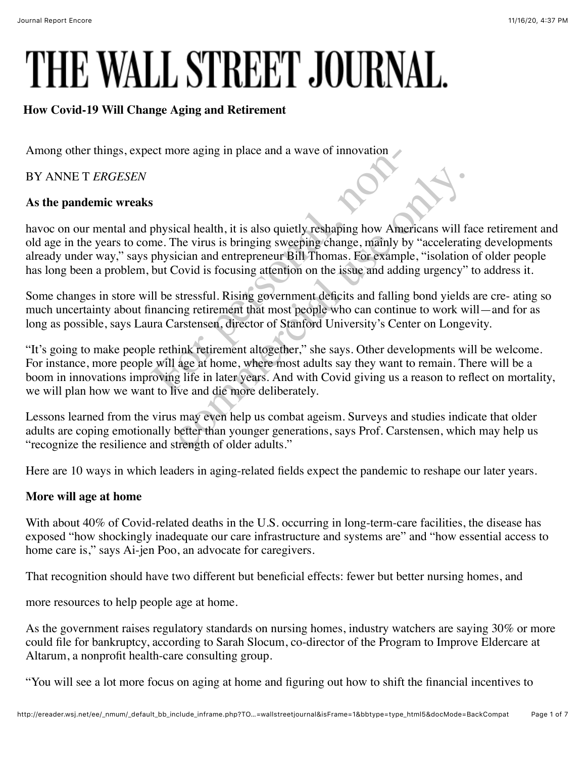# THE WALL STREET JOURNAL.

## How Covid-19 Will Change Aging and Retirement

Among other things, expect more aging in place and a wave of innovation

BY ANNE T *ERGESEN*

**As the pandemic wreaks**

havoc on our mental and physical health, it is also quietly reshaping how Americans will face retirement and old age in the years to come. The virus is bringing sweeping change, mainly by "accelerating developments already under way," says physician and entrepreneur Bill Thomas. For example, "isolation of older people has long been a problem, but Covid is focusing attention on the issue and adding urgency" to address it.

Some changes in store will be stressful. Rising government deficits and falling bond yields are cre- ating so much uncertainty about financing retirement that most people who can continue to work will—and for as long as possible, says Laura Carstensen, director of Stanford University's Center on Longevity.

"It's going to make people rethink retirement altogether," she says. Other developments will be welcome. For instance, more people will age at home, where most adults say they want to remain. There will be a boom in innovations improving life in later years. And with Covid giving us a reason to reflect on mortality, we will plan how we want to live and die more deliberately.

Lessons learned from the virus may even help us combat ageism. Surveys and studies indicate that older adults are coping emotionally better than younger generations, says Prof. Carstensen, which may help us "recognize the resilience and strength of older adults."

Here are 10 ways in which leaders in aging-related fields expect the pandemic to reshape our later years.

### More will age at home

With about 40% of Covid-related deaths in the U.S. occurring in long-term-care facilities, the disease has exposed "how shockingly inadequate our care infrastructure and systems are" and "how essential access to home care is," says Ai-jen Poo, an advocate for caregivers.

That recognition should have two different but beneficial effects: fewer but better nursing homes, and

more resources to help people age at home.

As the government raises regulatory standards on nursing homes, industry watchers are saying 30% or more could file for bankruptcy, according to Sarah Slocum, co-director of the Program to Improve Eldercare at Altarum, a nonprofit health-care consulting group.

"You will see a lot more focus on aging at home and figuring out how to shift the financial incentives to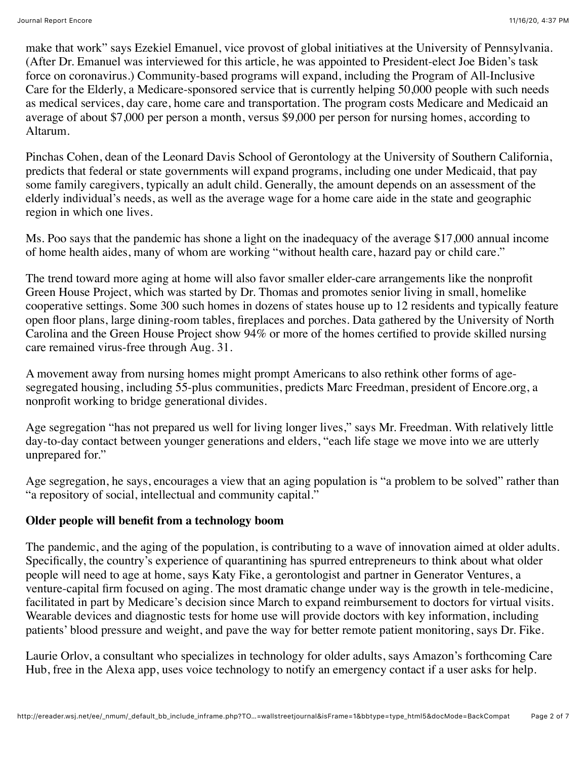make that work" says Ezekiel Emanuel, vice provost of global initiatives at the University of Pennsylvania. (After Dr. Emanuel was interviewed for this article, he was appointed to President-elect Joe Biden's task force on coronavirus.) Community-based programs will expand, including the Program of All-Inclusive Care for the Elderly, a Medicare-sponsored service that is currently helping 50,000 people with such needs as medical services, day care, home care and transportation. The program costs Medicare and Medicaid an average of about $7,000 per person a month, versus $9,000 per person for nursing homes, according to Altarum.

Pinchas Cohen, dean of the Leonard Davis School of Gerontology at the University of Southern California, predicts that federal or state governments will expand programs, including one under Medicaid, that pay some family caregivers, typically an adult child. Generally, the amount depends on an assessment of the elderly individual's needs, as well as the average wage for a home care aide in the state and geographic region in which one lives.

Ms. Poo says that the pandemic has shone a light on the inadequacy of the average $17,000 annual income of home health aides, many of whom are working "without health care, hazard pay or child care."

The trend toward more aging at home will also favor smaller elder-care arrangements like the nonprofit Green House Project, which was started by Dr. Thomas and promotes senior living in small, homelike cooperative settings. Some 300 such homes in dozens of states house up to 12 residents and typically feature open floor plans, large dining-room tables, fireplaces and porches. Data gathered by the University of North Carolina and the Green House Project show 94% or more of the homes certified to provide skilled nursing care remained virus-free through Aug. 31.

A movement away from nursing homes might prompt Americans to also rethink other forms of age-segregated housing, including 55-plus communities, predicts Marc Freedman, president of Encore.org, a nonprofit working to bridge generational divides.

Age segregation "has not prepared us well for living longer lives," says Mr. Freedman. With relatively little day-to-day contact between younger generations and elders, "each life stage we move into we are utterly unprepared for."

Age segregation, he says, encourages a view that an aging population is "a problem to be solved" rather than "a repository of social, intellectual and community capital."

**Older people will benefit from a technology boom**

The pandemic, and the aging of the population, is contributing to a wave of innovation aimed at older adults. Specifically, the country's experience of quarantining has spurred entrepreneurs to think about what older people will need to age at home, says Katy Fike, a gerontologist and partner in Generator Ventures, a venture-capital firm focused on aging. The most dramatic change under way is the growth in tele-medicine, facilitated in part by Medicare's decision since March to expand reimbursement to doctors for virtual visits. Wearable devices and diagnostic tests for home use will provide doctors with key information, including patients' blood pressure and weight, and pave the way for better remote patient monitoring, says Dr. Fike.

Laurie Orlov, a consultant who specializes in technology for older adults, says Amazon's forthcoming Care Hub, free in the Alexa app, uses voice technology to notify an emergency contact if a user asks for help.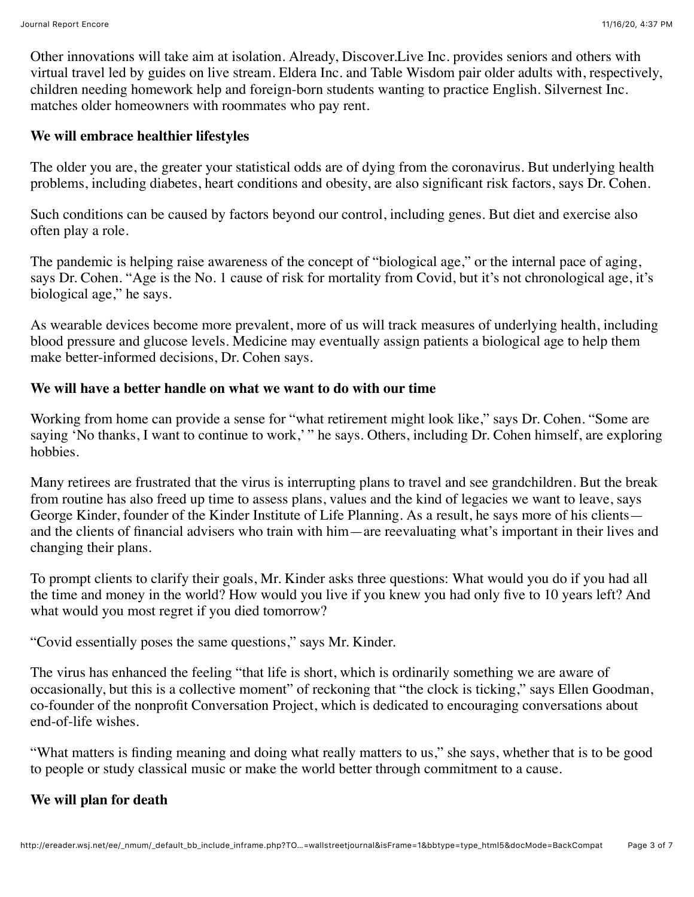Other innovations will take aim at isolation. Already, Discover.Live Inc. provides seniors and others with virtual travel led by guides on live stream. Eldera Inc. and Table Wisdom pair older adults with, respectively, children needing homework help and foreign-born students wanting to practice English. Silvernest Inc. matches older homeowners with roommates who pay rent.

**We will embrace healthier lifestyles**

The older you are, the greater your statistical odds are of dying from the coronavirus. But underlying health problems, including diabetes, heart conditions and obesity, are also significant risk factors, says Dr. Cohen.

Such conditions can be caused by factors beyond our control, including genes. But diet and exercise also often play a role.

The pandemic is helping raise awareness of the concept of "biological age," or the internal pace of aging, says Dr. Cohen. "Age is the No. 1 cause of risk for mortality from Covid, but it's not chronological age, it's biological age," he says.

As wearable devices become more prevalent, more of us will track measures of underlying health, including blood pressure and glucose levels. Medicine may eventually assign patients a biological age to help them make better-informed decisions, Dr. Cohen says.

**We will have a better handle on what we want to do with our time**

Working from home can provide a sense for "what retirement might look like," says Dr. Cohen. "Some are saying 'No thanks, I want to continue to work,' " he says. Others, including Dr. Cohen himself, are exploring hobbies.

Many retirees are frustrated that the virus is interrupting plans to travel and see grandchildren. But the break from routine has also freed up time to assess plans, values and the kind of legacies we want to leave, says George Kinder, founder of the Kinder Institute of Life Planning. As a result, he says more of his clients—and the clients of financial advisers who train with him—are reevaluating what's important in their lives and changing their plans.

To prompt clients to clarify their goals, Mr. Kinder asks three questions: What would you do if you had all the time and money in the world? How would you live if you knew you had only five to 10 years left? And what would you most regret if you died tomorrow?

"Covid essentially poses the same questions," says Mr. Kinder.

The virus has enhanced the feeling "that life is short, which is ordinarily something we are aware of occasionally, but this is a collective moment" of reckoning that "the clock is ticking," says Ellen Goodman, co-founder of the nonprofit Conversation Project, which is dedicated to encouraging conversations about end-of-life wishes.

"What matters is finding meaning and doing what really matters to us," she says, whether that is to be good to people or study classical music or make the world better through commitment to a cause.

**We will plan for death**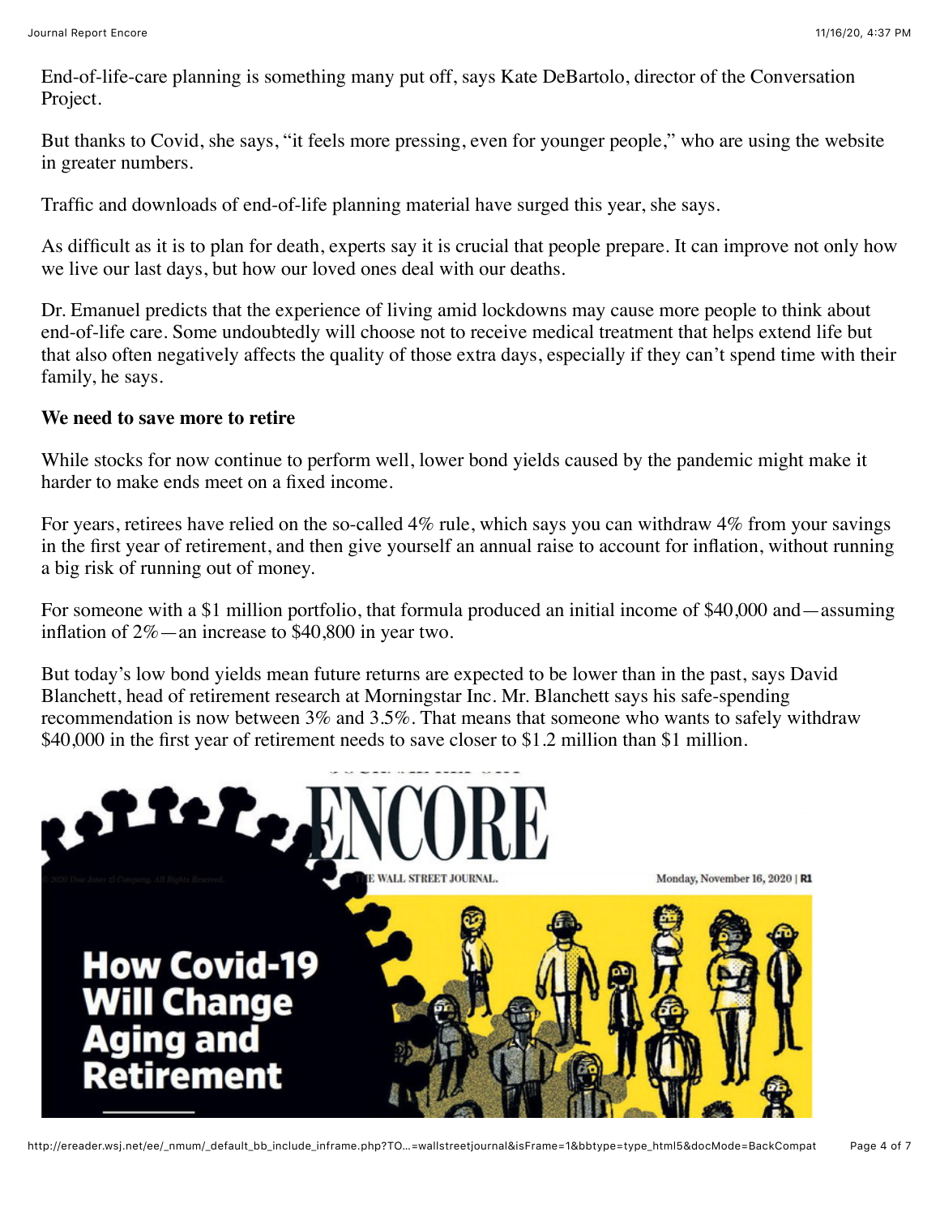End-of-life-care planning is something many put off, says Kate DeBartolo, director of the Conversation Project.

But thanks to Covid, she says, "it feels more pressing, even for younger people," who are using the website in greater numbers.

Traffic and downloads of end-of-life planning material have surged this year, she says.

As difficult as it is to plan for death, experts say it is crucial that people prepare. It can improve not only how we live our last days, but how our loved ones deal with our deaths.

Dr. Emanuel predicts that the experience of living amid lockdowns may cause more people to think about end-of-life care. Some undoubtedly will choose not to receive medical treatment that helps extend life but that also often negatively affects the quality of those extra days, especially if they can't spend time with their family, he says.

**We need to save more to retire**

While stocks for now continue to perform well, lower bond yields caused by the pandemic might make it harder to make ends meet on a fixed income.

For years, retirees have relied on the so-called 4% rule, which says you can withdraw 4% from your savings in the first year of retirement, and then give yourself an annual raise to account for inflation, without running a big risk of running out of money.

For someone with a $1 million portfolio, that formula produced an initial income of $40,000 and—assuming inflation of 2%—an increase to $40,800 in year two.

But today's low bond yields mean future returns are expected to be lower than in the past, says David Blanchett, head of retirement research at Morningstar Inc. Mr. Blanchett says his safe-spending recommendation is now between 3% and 3.5%. That means that someone who wants to safely withdraw $40,000 in the first year of retirement needs to save closer to $1.2 million than $1 million.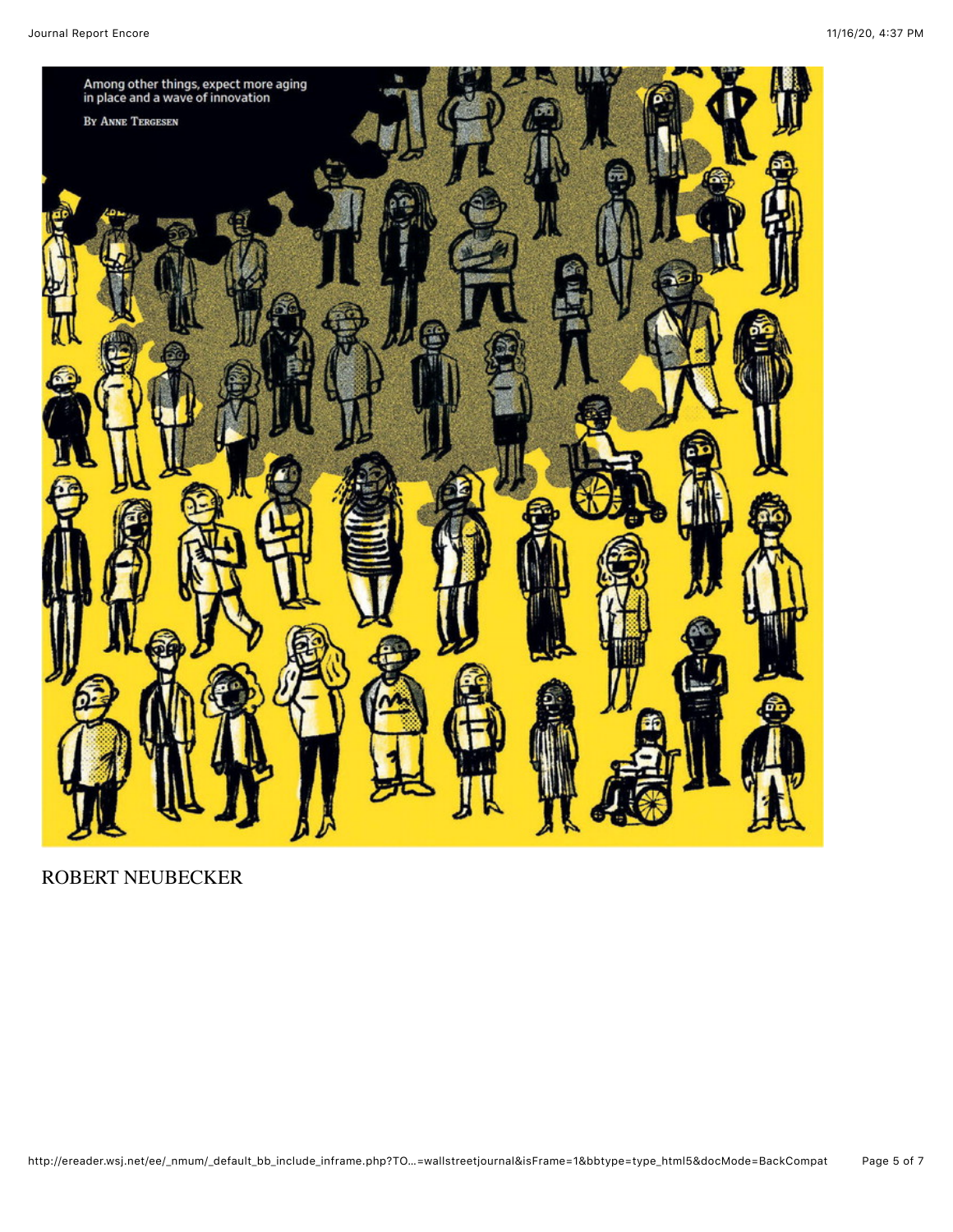Among other things, expect more aging in place and a wave of innovation

By Anne Tergesen

ROBERT NEUBECKER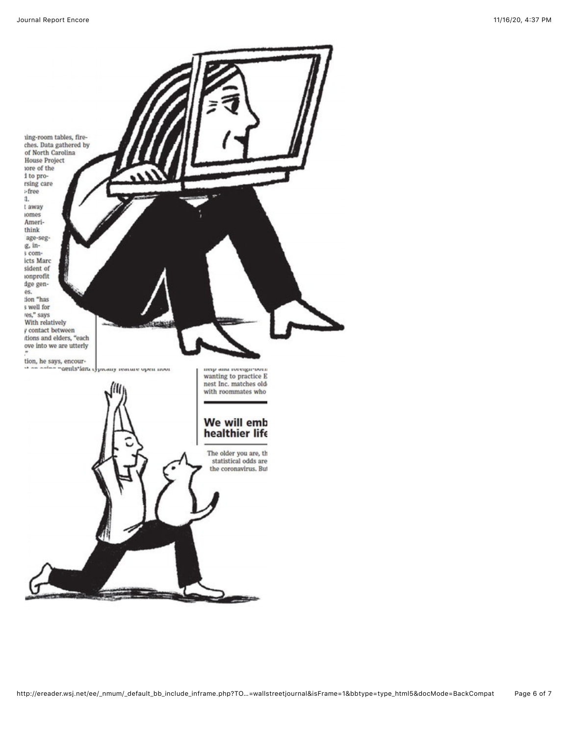ing-room tables, fire-
ches. Data gathered by
of North Carolina
House Project
ore of the
l to pro-
rsing care
-free
l.
t away
omes
Ameri-
think
age-seg-
g, in-
s com-
icts Marc
sident of
onprofit
dge gen-
es.
tion "has
s well for
es," says
With relatively
y contact between
tions and elders, "each
ove into we are utterly
."
tion, he says, encour-

help and foreign-born
wanting to practice E
nest Inc. matches old
with roommates who

## We will emb healthier life

The older you are, th
statistical odds are
the coronavirus. But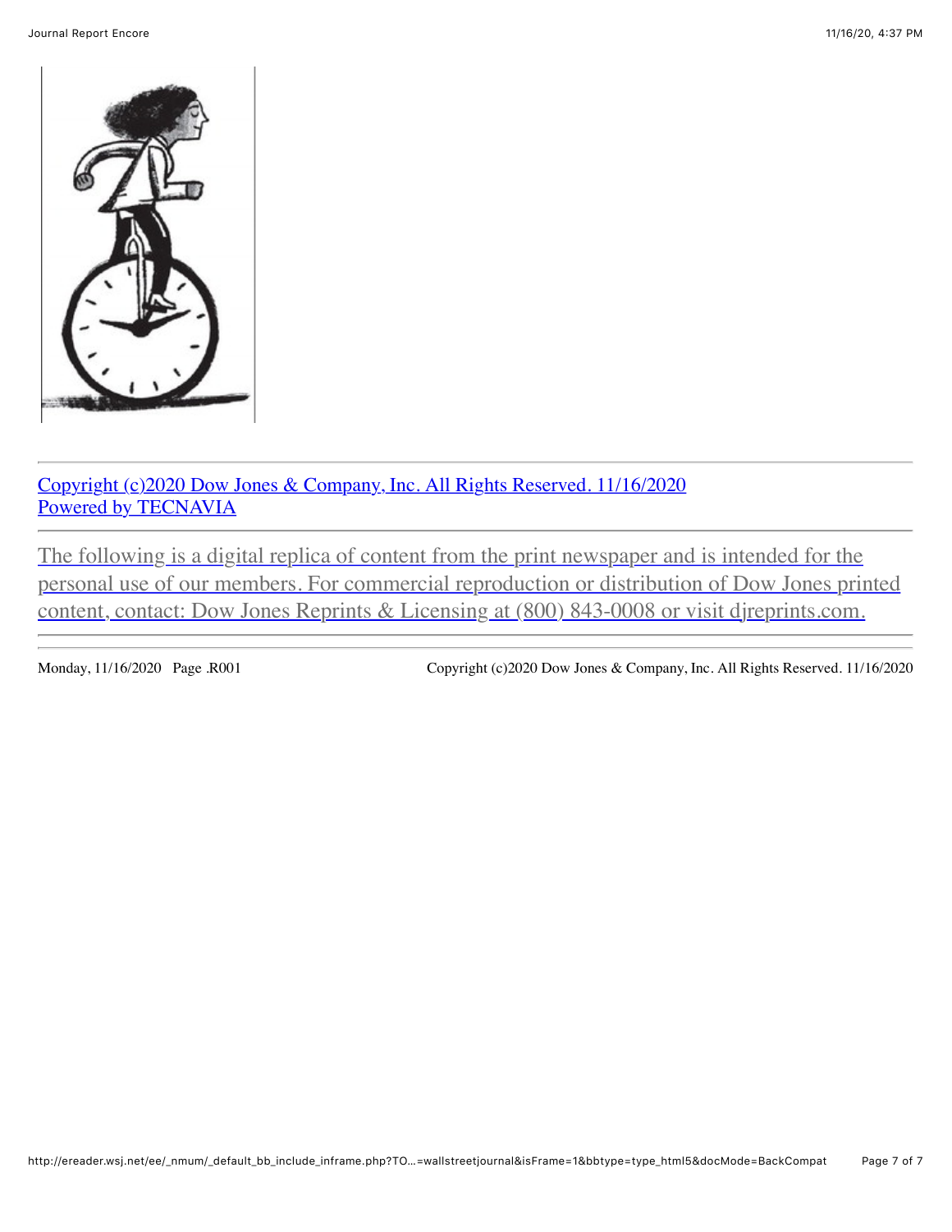Copyright (c)2020 Dow Jones & Company, Inc. All Rights Reserved. 11/16/2020
Powered by TECNAVIA

The following is a digital replica of content from the print newspaper and is intended for the personal use of our members. For commercial reproduction or distribution of Dow Jones printed content, contact: Dow Jones Reprints & Licensing at (800) 843-0008 or visit djreprints.com.

Monday, 11/16/2020 Page .R001

Copyright (c)2020 Dow Jones & Company, Inc. All Rights Reserved. 11/16/2020